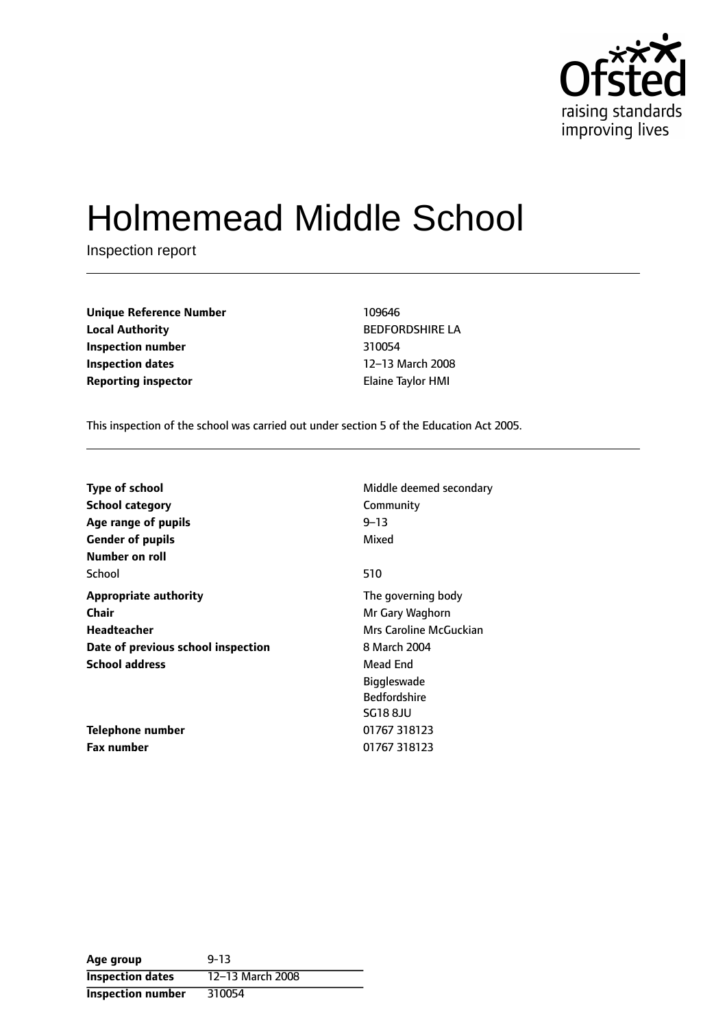Ofsted
raising standards
improving lives

# Holmemead Middle School

Inspection report

| | |
|---|---|
| **Unique Reference Number** | 109646 |
| **Local Authority** | BEDFORDSHIRE LA |
| **Inspection number** | 310054 |
| **Inspection dates** | 12–13 March 2008 |
| **Reporting inspector** | Elaine Taylor HMI |

This inspection of the school was carried out under section 5 of the Education Act 2005.

| | |
|---|---|
| **Type of school** | Middle deemed secondary |
| **School category** | Community |
| **Age range of pupils** | 9–13 |
| **Gender of pupils** | Mixed |
| **Number on roll** | |
| School | 510 |
| **Appropriate authority** | The governing body |
| **Chair** | Mr Gary Waghorn |
| **Headteacher** | Mrs Caroline McGuckian |
| **Date of previous school inspection** | 8 March 2004 |
| **School address** | Mead End<br>Biggleswade<br>Bedfordshire<br>SG18 8JU |
| **Telephone number** | 01767 318123 |
| **Fax number** | 01767 318123 |

| | |
|---|---|
| **Age group** | 9-13 |
| **Inspection dates** | 12–13 March 2008 |
| **Inspection number** | 310054 |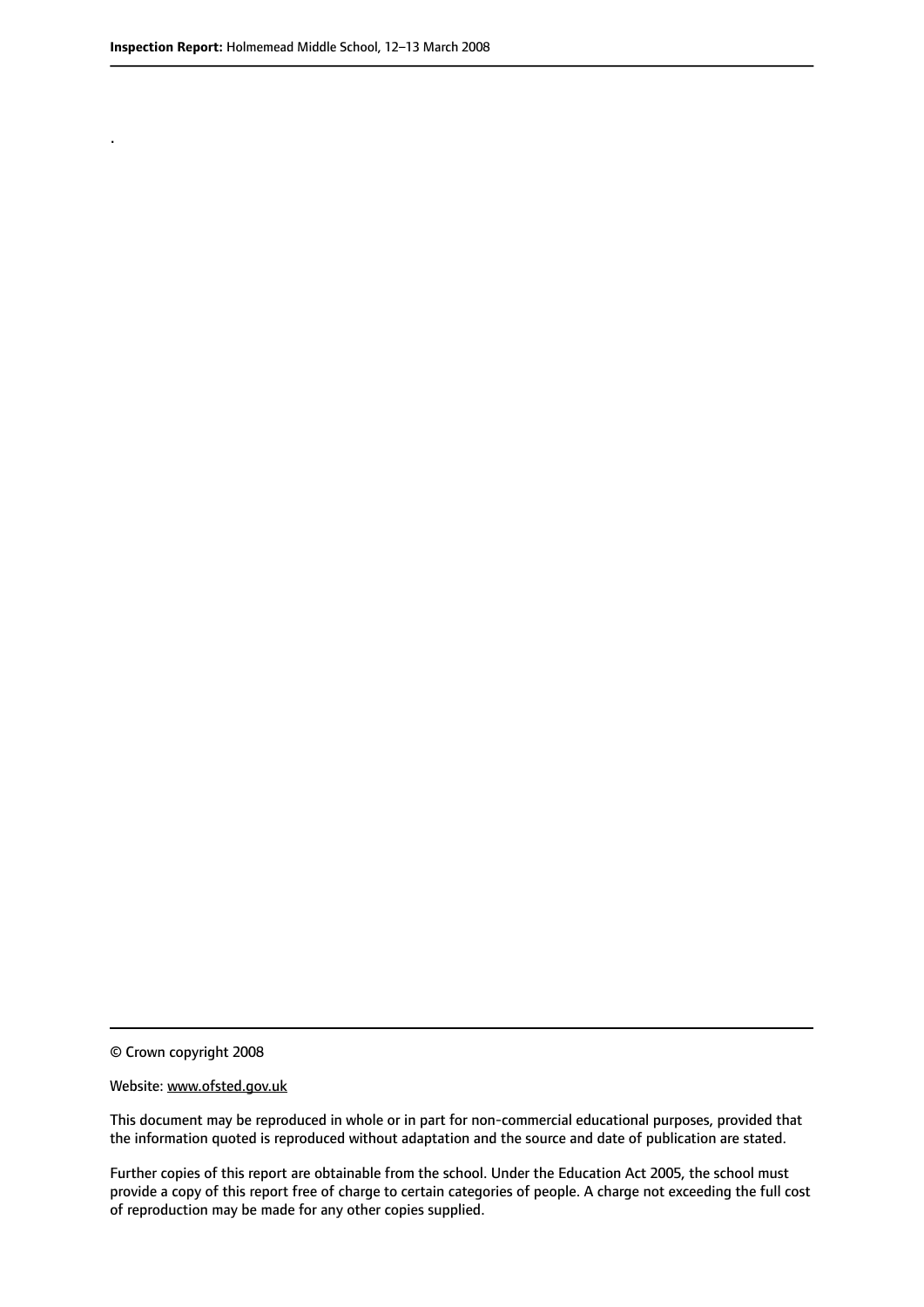.

© Crown copyright 2008

Website: www.ofsted.gov.uk

This document may be reproduced in whole or in part for non-commercial educational purposes, provided that the information quoted is reproduced without adaptation and the source and date of publication are stated.

Further copies of this report are obtainable from the school. Under the Education Act 2005, the school must provide a copy of this report free of charge to certain categories of people. A charge not exceeding the full cost of reproduction may be made for any other copies supplied.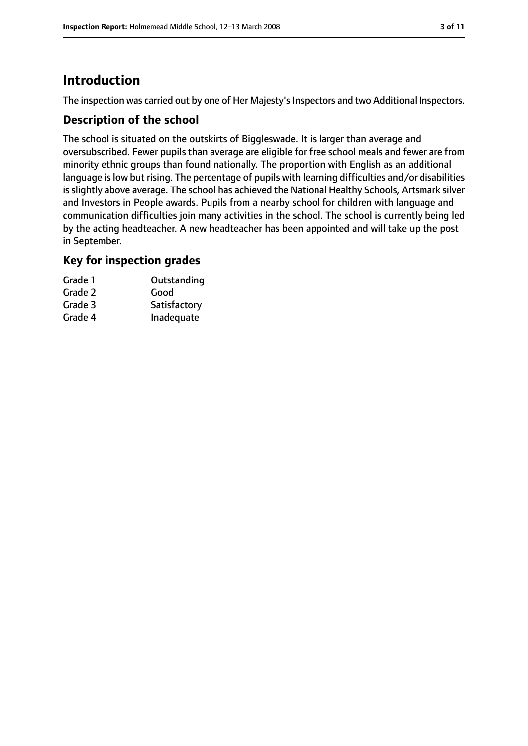# Introduction

The inspection was carried out by one of Her Majesty's Inspectors and two Additional Inspectors.

## Description of the school

The school is situated on the outskirts of Biggleswade. It is larger than average and oversubscribed. Fewer pupils than average are eligible for free school meals and fewer are from minority ethnic groups than found nationally. The proportion with English as an additional language is low but rising. The percentage of pupils with learning difficulties and/or disabilities is slightly above average. The school has achieved the National Healthy Schools, Artsmark silver and Investors in People awards. Pupils from a nearby school for children with language and communication difficulties join many activities in the school. The school is currently being led by the acting headteacher. A new headteacher has been appointed and will take up the post in September.

## Key for inspection grades

| | |
|---|---|
| Grade 1 | Outstanding |
| Grade 2 | Good |
| Grade 3 | Satisfactory |
| Grade 4 | Inadequate |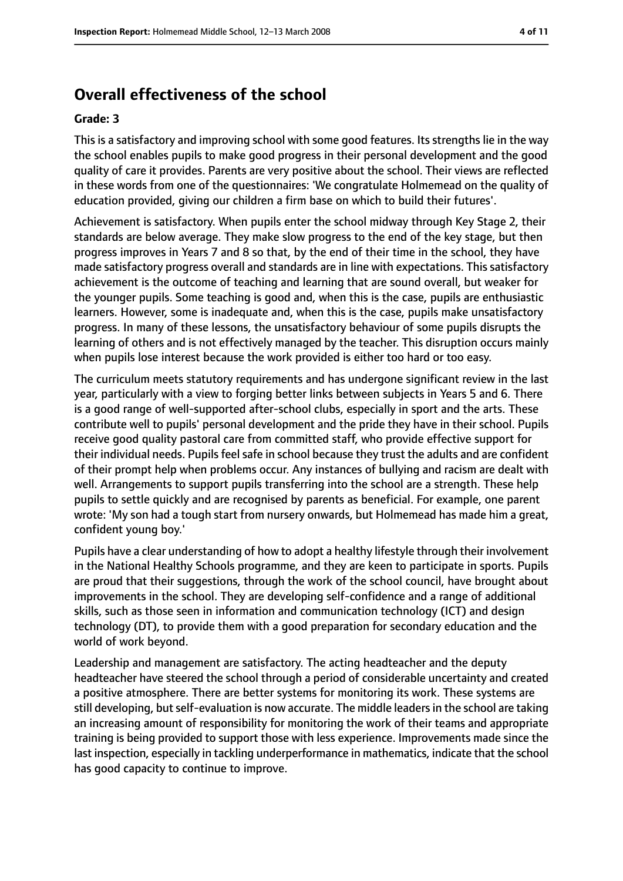## Overall effectiveness of the school

**Grade: 3**

This is a satisfactory and improving school with some good features. Its strengths lie in the way the school enables pupils to make good progress in their personal development and the good quality of care it provides. Parents are very positive about the school. Their views are reflected in these words from one of the questionnaires: 'We congratulate Holmemead on the quality of education provided, giving our children a firm base on which to build their futures'.

Achievement is satisfactory. When pupils enter the school midway through Key Stage 2, their standards are below average. They make slow progress to the end of the key stage, but then progress improves in Years 7 and 8 so that, by the end of their time in the school, they have made satisfactory progress overall and standards are in line with expectations. This satisfactory achievement is the outcome of teaching and learning that are sound overall, but weaker for the younger pupils. Some teaching is good and, when this is the case, pupils are enthusiastic learners. However, some is inadequate and, when this is the case, pupils make unsatisfactory progress. In many of these lessons, the unsatisfactory behaviour of some pupils disrupts the learning of others and is not effectively managed by the teacher. This disruption occurs mainly when pupils lose interest because the work provided is either too hard or too easy.

The curriculum meets statutory requirements and has undergone significant review in the last year, particularly with a view to forging better links between subjects in Years 5 and 6. There is a good range of well-supported after-school clubs, especially in sport and the arts. These contribute well to pupils' personal development and the pride they have in their school. Pupils receive good quality pastoral care from committed staff, who provide effective support for their individual needs. Pupils feel safe in school because they trust the adults and are confident of their prompt help when problems occur. Any instances of bullying and racism are dealt with well. Arrangements to support pupils transferring into the school are a strength. These help pupils to settle quickly and are recognised by parents as beneficial. For example, one parent wrote: 'My son had a tough start from nursery onwards, but Holmemead has made him a great, confident young boy.'

Pupils have a clear understanding of how to adopt a healthy lifestyle through their involvement in the National Healthy Schools programme, and they are keen to participate in sports. Pupils are proud that their suggestions, through the work of the school council, have brought about improvements in the school. They are developing self-confidence and a range of additional skills, such as those seen in information and communication technology (ICT) and design technology (DT), to provide them with a good preparation for secondary education and the world of work beyond.

Leadership and management are satisfactory. The acting headteacher and the deputy headteacher have steered the school through a period of considerable uncertainty and created a positive atmosphere. There are better systems for monitoring its work. These systems are still developing, but self-evaluation is now accurate. The middle leaders in the school are taking an increasing amount of responsibility for monitoring the work of their teams and appropriate training is being provided to support those with less experience. Improvements made since the last inspection, especially in tackling underperformance in mathematics, indicate that the school has good capacity to continue to improve.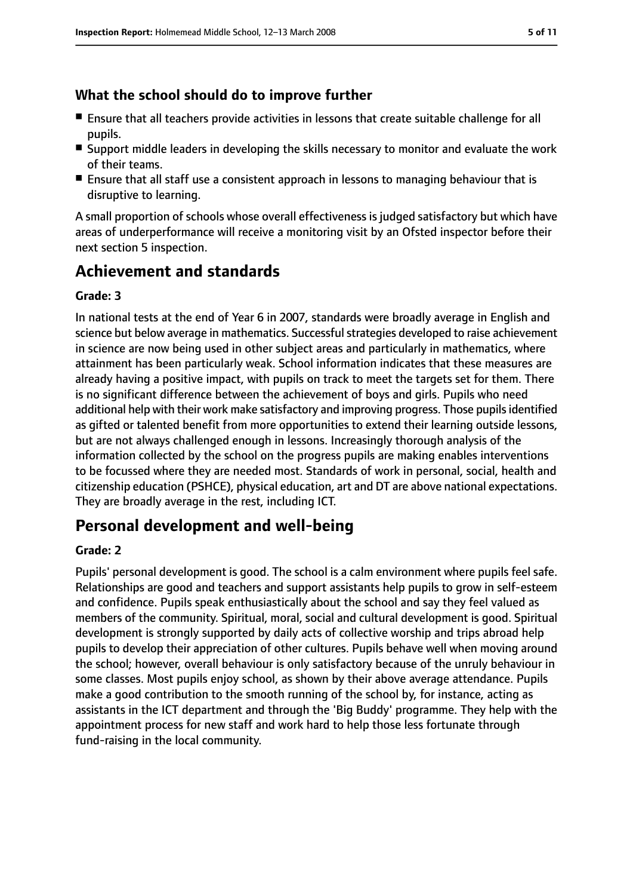### What the school should do to improve further

- Ensure that all teachers provide activities in lessons that create suitable challenge for all pupils.
- Support middle leaders in developing the skills necessary to monitor and evaluate the work of their teams.
- Ensure that all staff use a consistent approach in lessons to managing behaviour that is disruptive to learning.

A small proportion of schools whose overall effectiveness is judged satisfactory but which have areas of underperformance will receive a monitoring visit by an Ofsted inspector before their next section 5 inspection.

## Achievement and standards

#### Grade: 3

In national tests at the end of Year 6 in 2007, standards were broadly average in English and science but below average in mathematics. Successful strategies developed to raise achievement in science are now being used in other subject areas and particularly in mathematics, where attainment has been particularly weak. School information indicates that these measures are already having a positive impact, with pupils on track to meet the targets set for them. There is no significant difference between the achievement of boys and girls. Pupils who need additional help with their work make satisfactory and improving progress. Those pupils identified as gifted or talented benefit from more opportunities to extend their learning outside lessons, but are not always challenged enough in lessons. Increasingly thorough analysis of the information collected by the school on the progress pupils are making enables interventions to be focussed where they are needed most. Standards of work in personal, social, health and citizenship education (PSHCE), physical education, art and DT are above national expectations. They are broadly average in the rest, including ICT.

## Personal development and well-being

#### Grade: 2

Pupils' personal development is good. The school is a calm environment where pupils feel safe. Relationships are good and teachers and support assistants help pupils to grow in self-esteem and confidence. Pupils speak enthusiastically about the school and say they feel valued as members of the community. Spiritual, moral, social and cultural development is good. Spiritual development is strongly supported by daily acts of collective worship and trips abroad help pupils to develop their appreciation of other cultures. Pupils behave well when moving around the school; however, overall behaviour is only satisfactory because of the unruly behaviour in some classes. Most pupils enjoy school, as shown by their above average attendance. Pupils make a good contribution to the smooth running of the school by, for instance, acting as assistants in the ICT department and through the 'Big Buddy' programme. They help with the appointment process for new staff and work hard to help those less fortunate through fund-raising in the local community.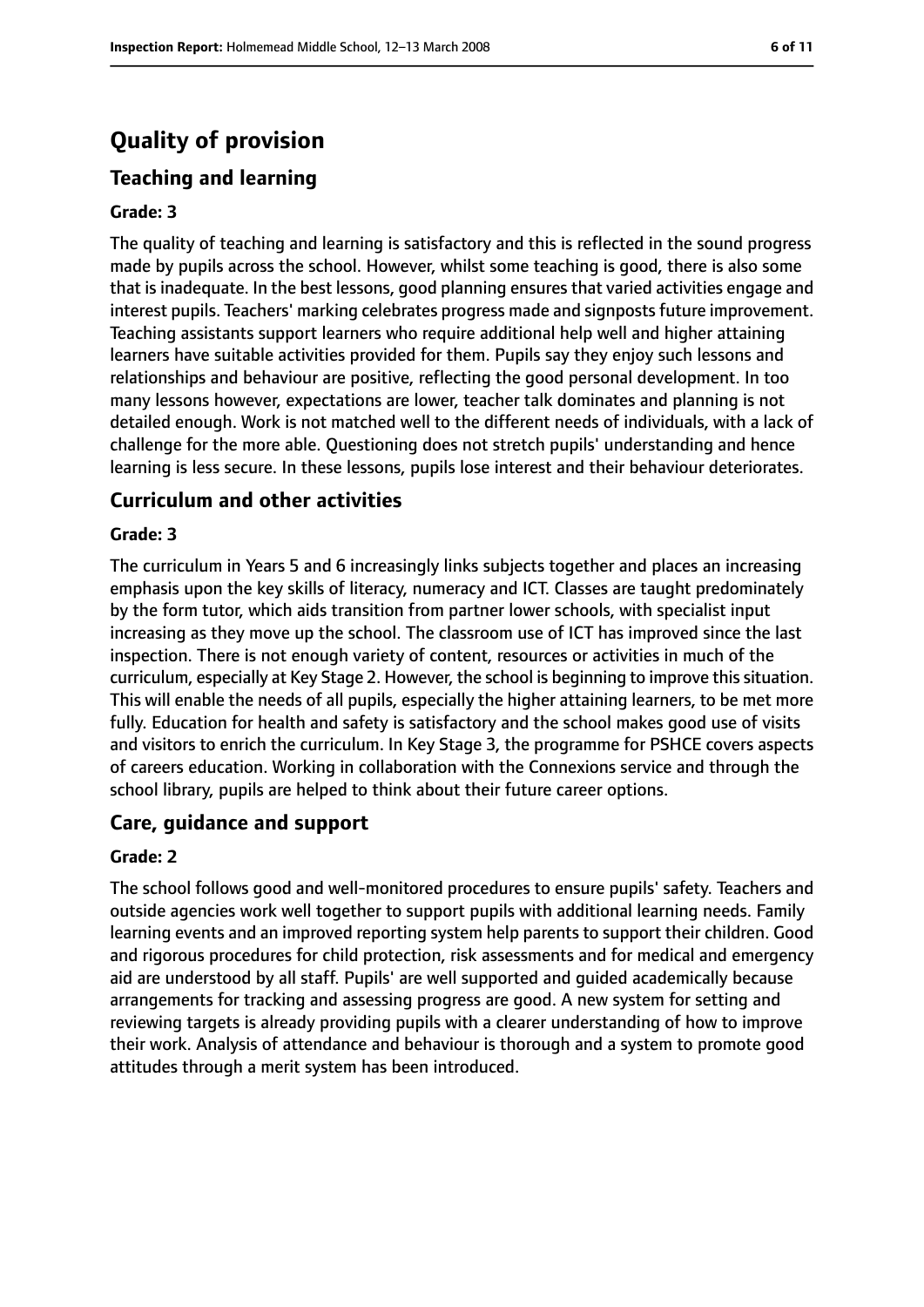# Quality of provision

## Teaching and learning

**Grade: 3**

The quality of teaching and learning is satisfactory and this is reflected in the sound progress made by pupils across the school. However, whilst some teaching is good, there is also some that is inadequate. In the best lessons, good planning ensures that varied activities engage and interest pupils. Teachers' marking celebrates progress made and signposts future improvement. Teaching assistants support learners who require additional help well and higher attaining learners have suitable activities provided for them. Pupils say they enjoy such lessons and relationships and behaviour are positive, reflecting the good personal development. In too many lessons however, expectations are lower, teacher talk dominates and planning is not detailed enough. Work is not matched well to the different needs of individuals, with a lack of challenge for the more able. Questioning does not stretch pupils' understanding and hence learning is less secure. In these lessons, pupils lose interest and their behaviour deteriorates.

## Curriculum and other activities

**Grade: 3**

The curriculum in Years 5 and 6 increasingly links subjects together and places an increasing emphasis upon the key skills of literacy, numeracy and ICT. Classes are taught predominately by the form tutor, which aids transition from partner lower schools, with specialist input increasing as they move up the school. The classroom use of ICT has improved since the last inspection. There is not enough variety of content, resources or activities in much of the curriculum, especially at Key Stage 2. However, the school is beginning to improve this situation. This will enable the needs of all pupils, especially the higher attaining learners, to be met more fully. Education for health and safety is satisfactory and the school makes good use of visits and visitors to enrich the curriculum. In Key Stage 3, the programme for PSHCE covers aspects of careers education. Working in collaboration with the Connexions service and through the school library, pupils are helped to think about their future career options.

## Care, guidance and support

**Grade: 2**

The school follows good and well-monitored procedures to ensure pupils' safety. Teachers and outside agencies work well together to support pupils with additional learning needs. Family learning events and an improved reporting system help parents to support their children. Good and rigorous procedures for child protection, risk assessments and for medical and emergency aid are understood by all staff. Pupils' are well supported and guided academically because arrangements for tracking and assessing progress are good. A new system for setting and reviewing targets is already providing pupils with a clearer understanding of how to improve their work. Analysis of attendance and behaviour is thorough and a system to promote good attitudes through a merit system has been introduced.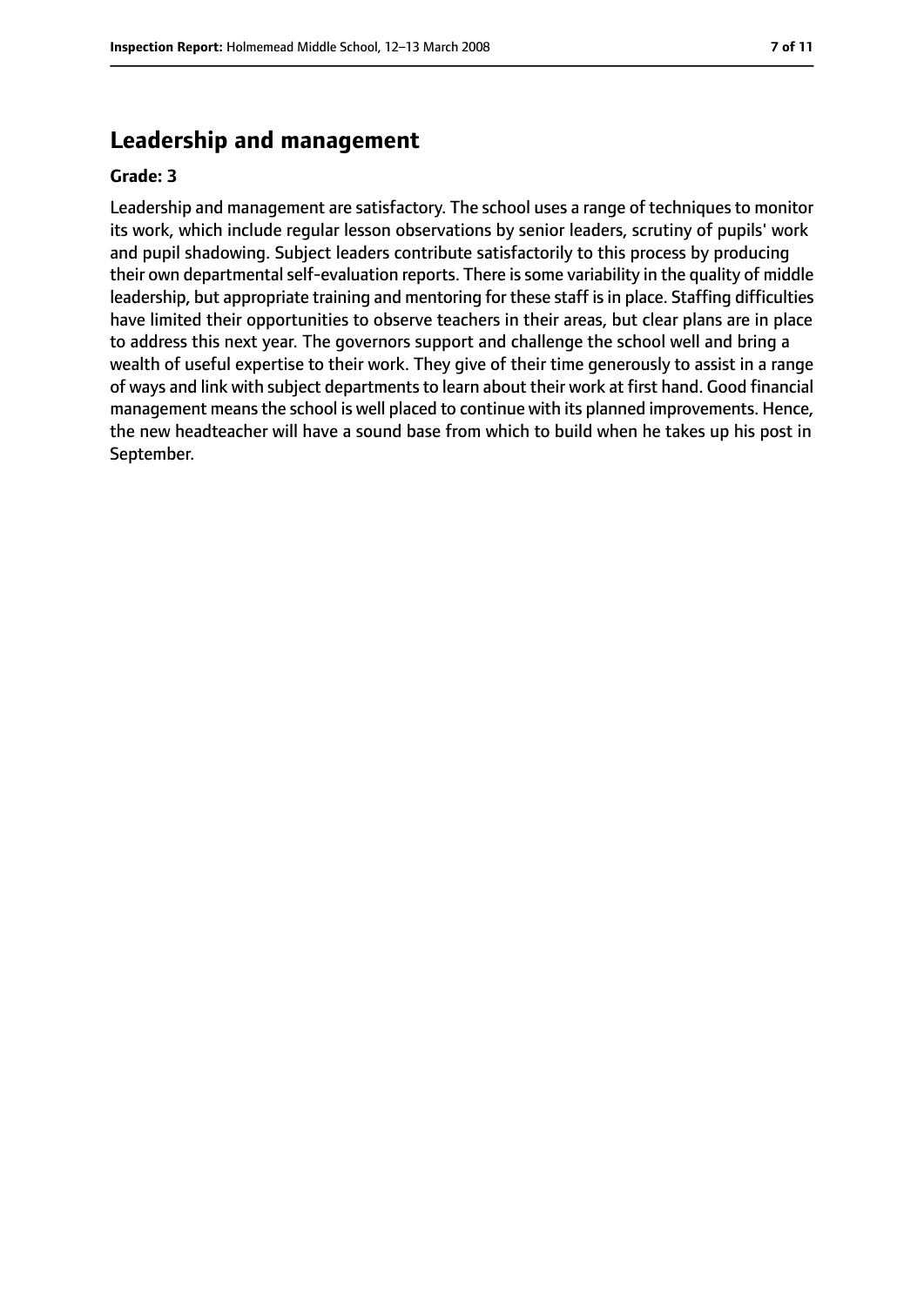## Leadership and management

**Grade: 3**

Leadership and management are satisfactory. The school uses a range of techniques to monitor its work, which include regular lesson observations by senior leaders, scrutiny of pupils' work and pupil shadowing. Subject leaders contribute satisfactorily to this process by producing their own departmental self-evaluation reports. There is some variability in the quality of middle leadership, but appropriate training and mentoring for these staff is in place. Staffing difficulties have limited their opportunities to observe teachers in their areas, but clear plans are in place to address this next year. The governors support and challenge the school well and bring a wealth of useful expertise to their work. They give of their time generously to assist in a range of ways and link with subject departments to learn about their work at first hand. Good financial management means the school is well placed to continue with its planned improvements. Hence, the new headteacher will have a sound base from which to build when he takes up his post in September.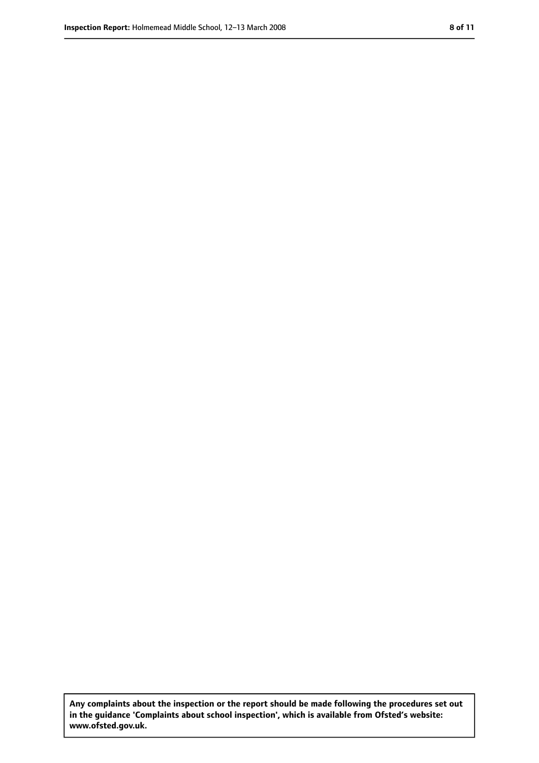**Any complaints about the inspection or the report should be made following the procedures set out in the guidance 'Complaints about school inspection', which is available from Ofsted's website: www.ofsted.gov.uk.**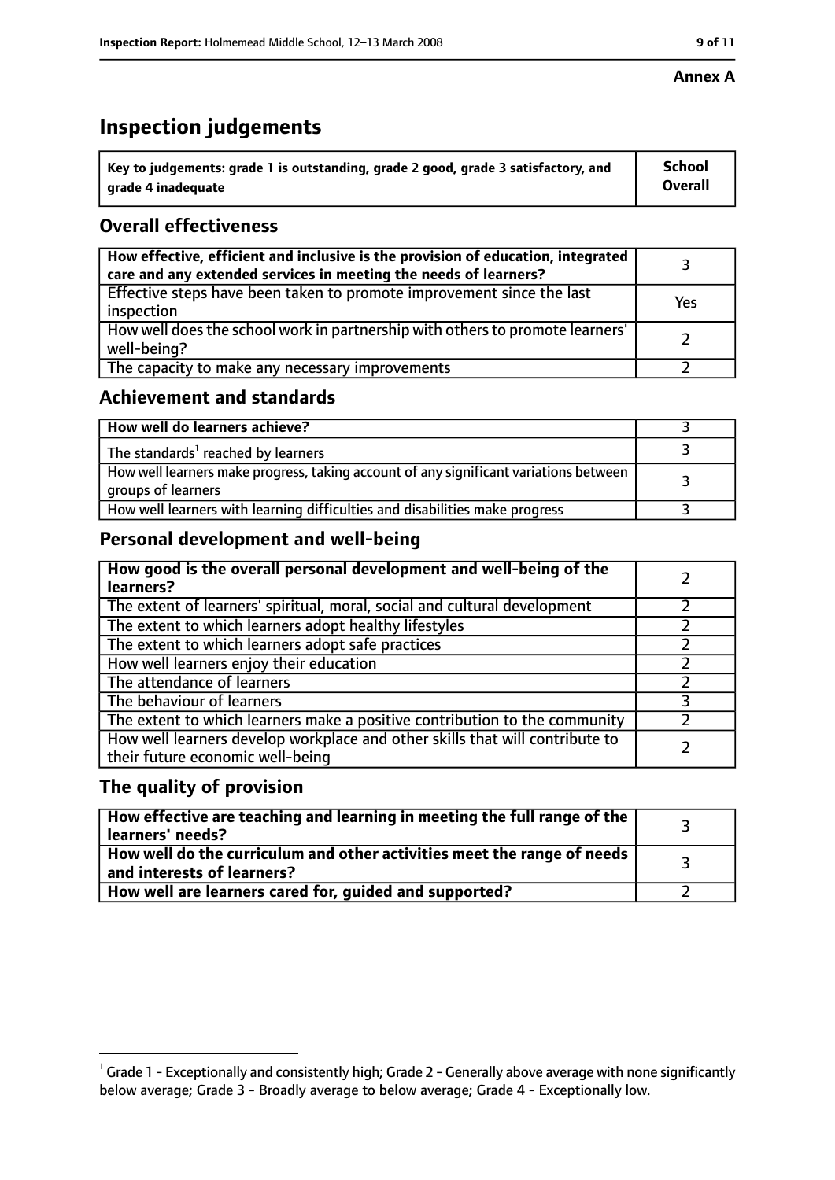**Annex A**

# Inspection judgements

| Key to judgements: grade 1 is outstanding, grade 2 good, grade 3 satisfactory, and grade 4 inadequate | School Overall |
|---|---|

## Overall effectiveness

| | |
|---|---|
| **How effective, efficient and inclusive is the provision of education, integrated care and any extended services in meeting the needs of learners?** | 3 |
| Effective steps have been taken to promote improvement since the last inspection | Yes |
| How well does the school work in partnership with others to promote learners' well-being? | 2 |
| The capacity to make any necessary improvements | 2 |

## Achievement and standards

| | |
|---|---|
| **How well do learners achieve?** | 3 |
| The standards[1] reached by learners | 3 |
| How well learners make progress, taking account of any significant variations between groups of learners | 3 |
| How well learners with learning difficulties and disabilities make progress | 3 |

## Personal development and well-being

| | |
|---|---|
| **How good is the overall personal development and well-being of the learners?** | 2 |
| The extent of learners' spiritual, moral, social and cultural development | 2 |
| The extent to which learners adopt healthy lifestyles | 2 |
| The extent to which learners adopt safe practices | 2 |
| How well learners enjoy their education | 2 |
| The attendance of learners | 2 |
| The behaviour of learners | 3 |
| The extent to which learners make a positive contribution to the community | 2 |
| How well learners develop workplace and other skills that will contribute to their future economic well-being | 2 |

## The quality of provision

| | |
|---|---|
| **How effective are teaching and learning in meeting the full range of the learners' needs?** | 3 |
| **How well do the curriculum and other activities meet the range of needs and interests of learners?** | 3 |
| **How well are learners cared for, guided and supported?** | 2 |

[1] Grade 1 - Exceptionally and consistently high; Grade 2 - Generally above average with none significantly below average; Grade 3 - Broadly average to below average; Grade 4 - Exceptionally low.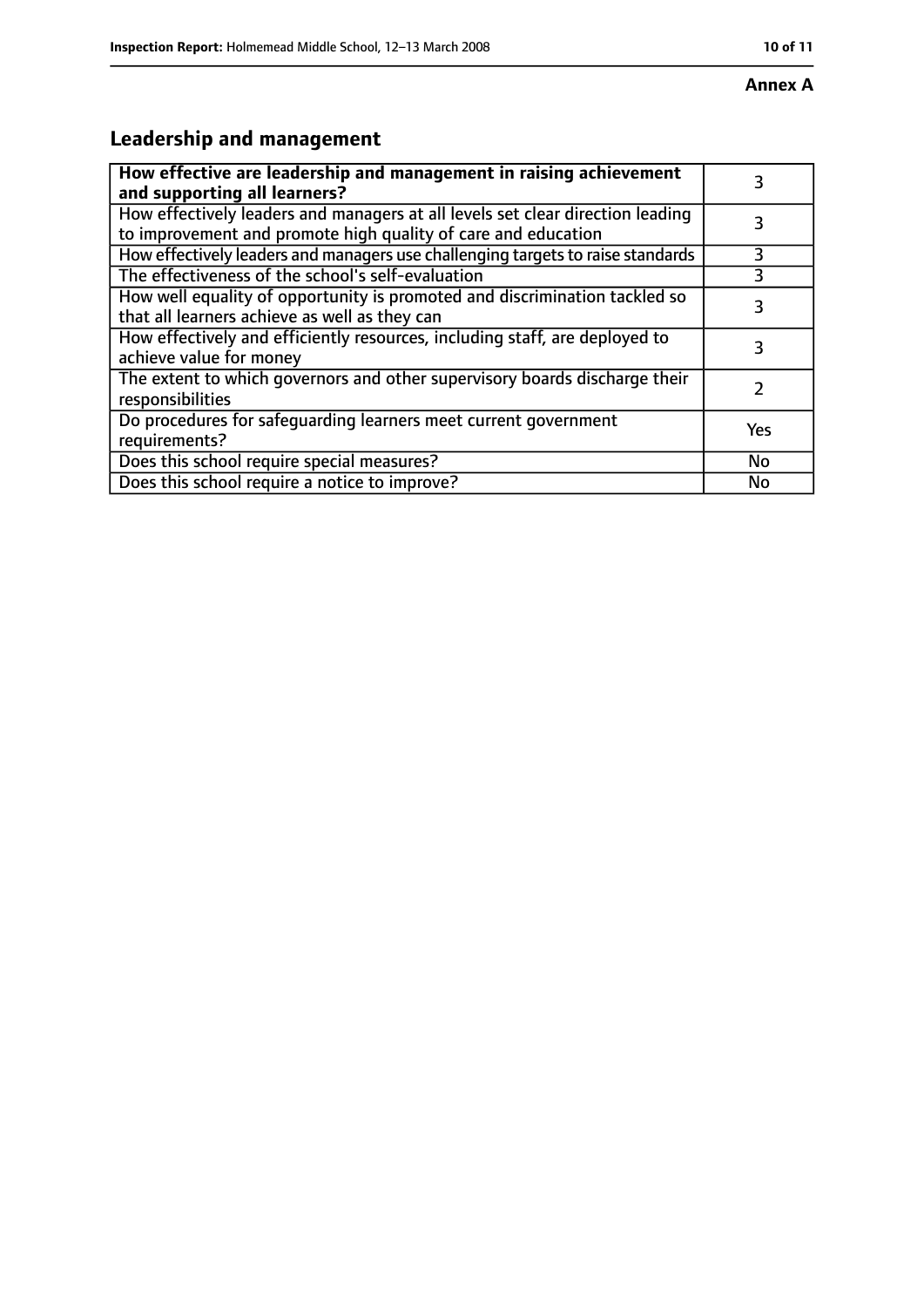**Annex A**

## Leadership and management

| **How effective are leadership and management in raising achievement and supporting all learners?** | 3 |
|---|---|
| How effectively leaders and managers at all levels set clear direction leading to improvement and promote high quality of care and education | 3 |
| How effectively leaders and managers use challenging targets to raise standards | 3 |
| The effectiveness of the school's self-evaluation | 3 |
| How well equality of opportunity is promoted and discrimination tackled so that all learners achieve as well as they can | 3 |
| How effectively and efficiently resources, including staff, are deployed to achieve value for money | 3 |
| The extent to which governors and other supervisory boards discharge their responsibilities | 2 |
| Do procedures for safeguarding learners meet current government requirements? | Yes |
| Does this school require special measures? | No |
| Does this school require a notice to improve? | No |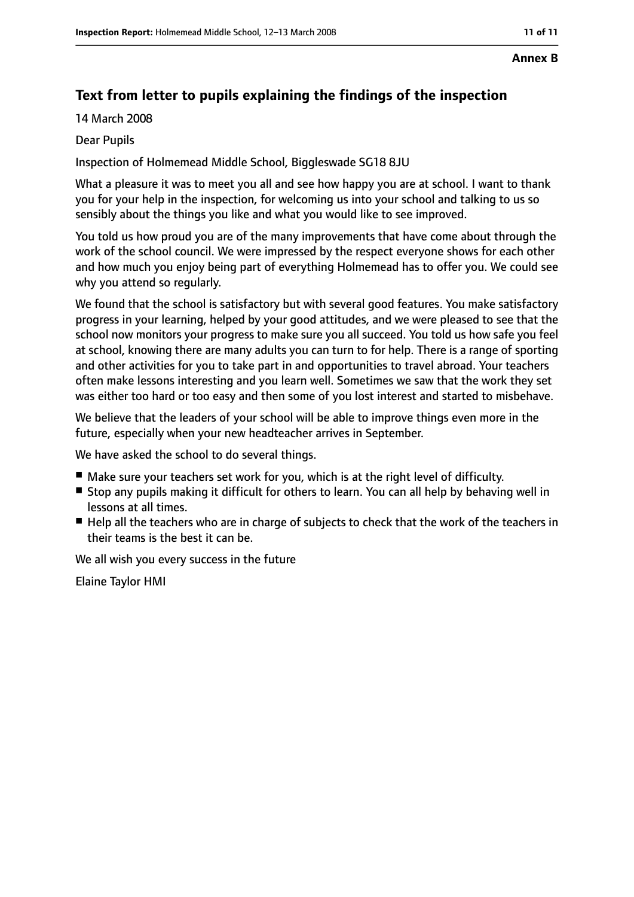Annex B

## Text from letter to pupils explaining the findings of the inspection

14 March 2008

Dear Pupils

Inspection of Holmemead Middle School, Biggleswade SG18 8JU

What a pleasure it was to meet you all and see how happy you are at school. I want to thank you for your help in the inspection, for welcoming us into your school and talking to us so sensibly about the things you like and what you would like to see improved.

You told us how proud you are of the many improvements that have come about through the work of the school council. We were impressed by the respect everyone shows for each other and how much you enjoy being part of everything Holmemead has to offer you. We could see why you attend so regularly.

We found that the school is satisfactory but with several good features. You make satisfactory progress in your learning, helped by your good attitudes, and we were pleased to see that the school now monitors your progress to make sure you all succeed. You told us how safe you feel at school, knowing there are many adults you can turn to for help. There is a range of sporting and other activities for you to take part in and opportunities to travel abroad. Your teachers often make lessons interesting and you learn well. Sometimes we saw that the work they set was either too hard or too easy and then some of you lost interest and started to misbehave.

We believe that the leaders of your school will be able to improve things even more in the future, especially when your new headteacher arrives in September.

We have asked the school to do several things.

- Make sure your teachers set work for you, which is at the right level of difficulty.
- Stop any pupils making it difficult for others to learn. You can all help by behaving well in lessons at all times.
- Help all the teachers who are in charge of subjects to check that the work of the teachers in their teams is the best it can be.

We all wish you every success in the future

Elaine Taylor HMI